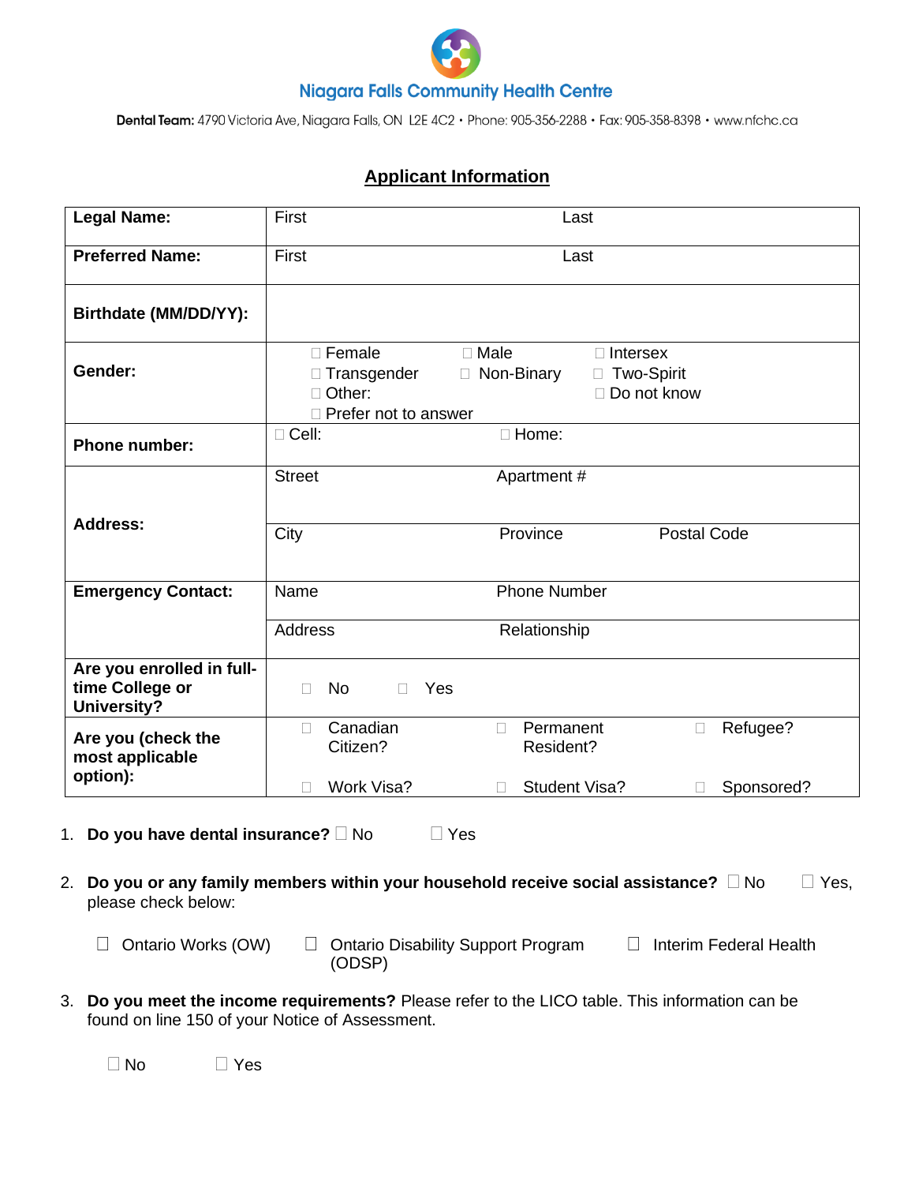**Niagara Falls Community Health Centre**

**Dental Team:** 4790 Victoria Ave, Niagara Falls, ON L2E 4C2 • Phone: 905-356-2288 • Fax: 905-358-8398 • www.nfchc.ca

## Applicant Information

| | | | |
|---|---|---|---|
| **Legal Name:** | First | Last | |
| **Preferred Name:** | First | Last | |
| **Birthdate (MM/DD/YY):** | | | |
| **Gender:** | ☐ Female<br>☐ Transgender<br>☐ Other:<br>☐ Prefer not to answer | ☐ Male<br>☐ Non-Binary | ☐ Intersex<br>☐ Two-Spirit<br>☐ Do not know |
| **Phone number:** | ☐ Cell: | ☐ Home: | |
| **Address:** | Street | Apartment # | |
| | City | Province | Postal Code |
| **Emergency Contact:** | Name | Phone Number | |
| | Address | Relationship | |
| **Are you enrolled in full-time College or University?** | ☐ No ☐ Yes | | |
| **Are you (check the most applicable option):** | ☐ Canadian Citizen? | ☐ Permanent Resident? | ☐ Refugee? |
| | ☐ Work Visa? | ☐ Student Visa? | ☐ Sponsored? |

1. **Do you have dental insurance?** ☐ No ☐ Yes

2. **Do you or any family members within your household receive social assistance?** ☐ No ☐ Yes, please check below:

   ☐ Ontario Works (OW) ☐ Ontario Disability Support Program (ODSP) ☐ Interim Federal Health

3. **Do you meet the income requirements?** Please refer to the LICO table. This information can be found on line 150 of your Notice of Assessment.

   ☐ No ☐ Yes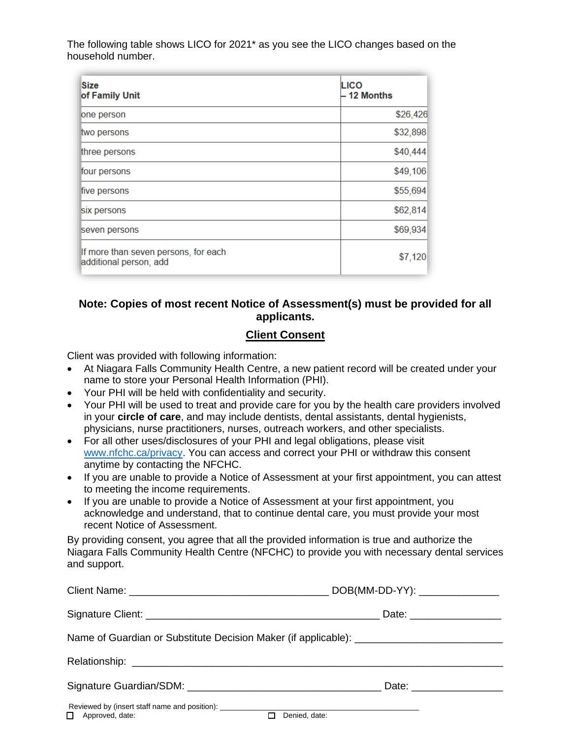The following table shows LICO for 2021* as you see the LICO changes based on the household number.

| Size of Family Unit | LICO – 12 Months |
|---|---|
| one person | $26,426 |
| two persons | $32,898 |
| three persons | $40,444 |
| four persons | $49,106 |
| five persons | $55,694 |
| six persons | $62,814 |
| seven persons | $69,934 |
| If more than seven persons, for each additional person, add | $7,120 |

**Note: Copies of most recent Notice of Assessment(s) must be provided for all applicants.**

## Client Consent

Client was provided with following information:

- At Niagara Falls Community Health Centre, a new patient record will be created under your name to store your Personal Health Information (PHI).
- Your PHI will be held with confidentiality and security.
- Your PHI will be used to treat and provide care for you by the health care providers involved in your **circle of care**, and may include dentists, dental assistants, dental hygienists, physicians, nurse practitioners, nurses, outreach workers, and other specialists.
- For all other uses/disclosures of your PHI and legal obligations, please visit www.nfchc.ca/privacy. You can access and correct your PHI or withdraw this consent anytime by contacting the NFCHC.
- If you are unable to provide a Notice of Assessment at your first appointment, you can attest to meeting the income requirements.
- If you are unable to provide a Notice of Assessment at your first appointment, you acknowledge and understand, that to continue dental care, you must provide your most recent Notice of Assessment.

By providing consent, you agree that all the provided information is true and authorize the Niagara Falls Community Health Centre (NFCHC) to provide you with necessary dental services and support.

Client Name: ___________________________________ DOB(MM-DD-YY): _____________

Signature Client: _________________________________________ Date: _______________

Name of Guardian or Substitute Decision Maker (if applicable): _________________________

Relationship: _______________________________________________________________

Signature Guardian/SDM: __________________________________ Date: _______________

Reviewed by (insert staff name and position): _______________________________________

☐ Approved, date: ☐ Denied, date: